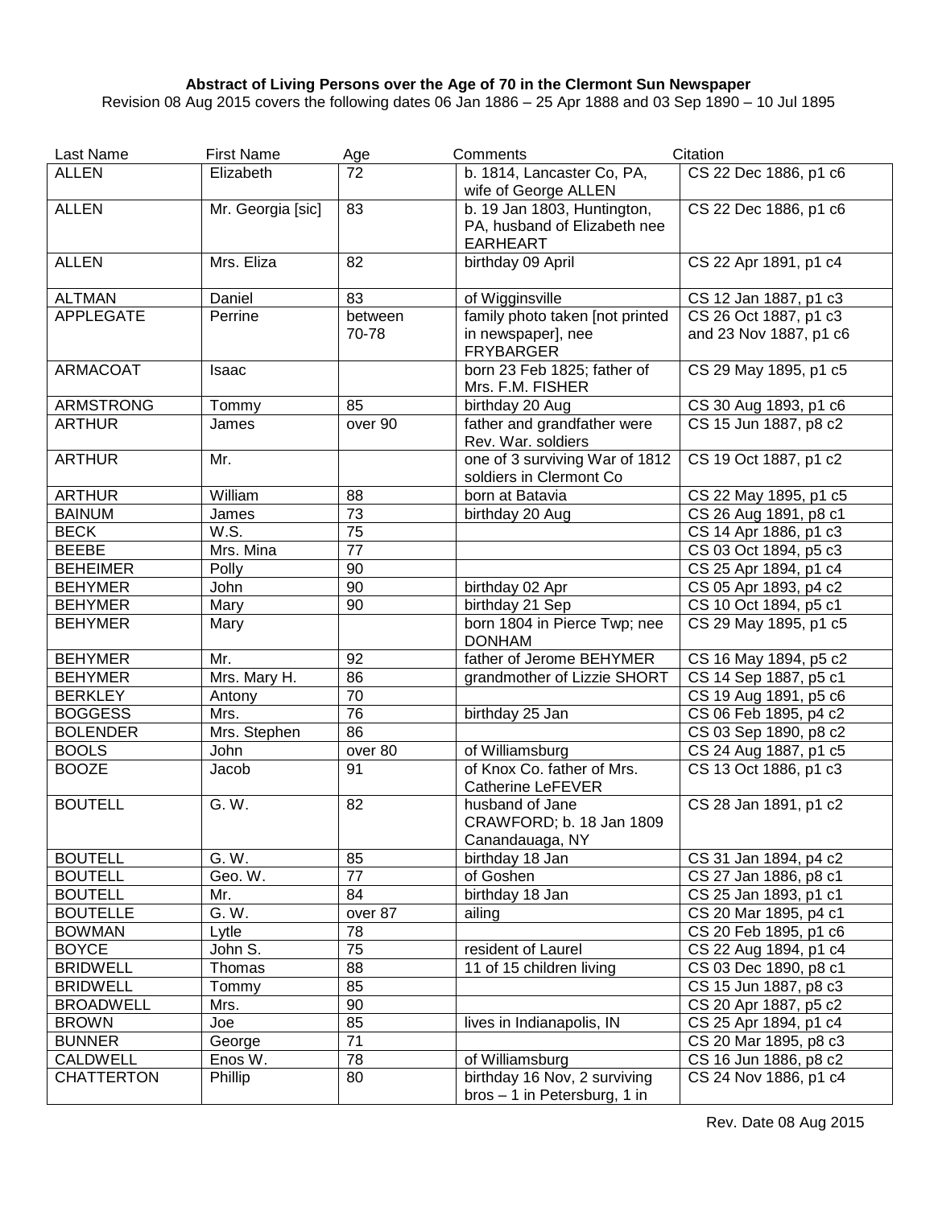**Abstract of Living Persons over the Age of 70 in the Clermont Sun Newspaper**

Revision 08 Aug 2015 covers the following dates 06 Jan 1886 – 25 Apr 1888 and 03 Sep 1890 – 10 Jul 1895

| Last Name | First Name | Age | Comments | Citation |
|---|---|---|---|---|
| ALLEN | Elizabeth | 72 | b. 1814, Lancaster Co, PA, wife of George ALLEN | CS 22 Dec 1886, p1 c6 |
| ALLEN | Mr. Georgia [sic] | 83 | b. 19 Jan 1803, Huntington, PA, husband of Elizabeth nee EARHEART | CS 22 Dec 1886, p1 c6 |
| ALLEN | Mrs. Eliza | 82 | birthday 09 April | CS 22 Apr 1891, p1 c4 |
| ALTMAN | Daniel | 83 | of Wigginsville | CS 12 Jan 1887, p1 c3 |
| APPLEGATE | Perrine | between 70-78 | family photo taken [not printed in newspaper], nee FRYBARGER | CS 26 Oct 1887, p1 c3 and 23 Nov 1887, p1 c6 |
| ARMACOAT | Isaac | | born 23 Feb 1825; father of Mrs. F.M. FISHER | CS 29 May 1895, p1 c5 |
| ARMSTRONG | Tommy | 85 | birthday 20 Aug | CS 30 Aug 1893, p1 c6 |
| ARTHUR | James | over 90 | father and grandfather were Rev. War. soldiers | CS 15 Jun 1887, p8 c2 |
| ARTHUR | Mr. | | one of 3 surviving War of 1812 soldiers in Clermont Co | CS 19 Oct 1887, p1 c2 |
| ARTHUR | William | 88 | born at Batavia | CS 22 May 1895, p1 c5 |
| BAINUM | James | 73 | birthday 20 Aug | CS 26 Aug 1891, p8 c1 |
| BECK | W.S. | 75 | | CS 14 Apr 1886, p1 c3 |
| BEEBE | Mrs. Mina | 77 | | CS 03 Oct 1894, p5 c3 |
| BEHEIMER | Polly | 90 | | CS 25 Apr 1894, p1 c4 |
| BEHYMER | John | 90 | birthday 02 Apr | CS 05 Apr 1893, p4 c2 |
| BEHYMER | Mary | 90 | birthday 21 Sep | CS 10 Oct 1894, p5 c1 |
| BEHYMER | Mary | | born 1804 in Pierce Twp; nee DONHAM | CS 29 May 1895, p1 c5 |
| BEHYMER | Mr. | 92 | father of Jerome BEHYMER | CS 16 May 1894, p5 c2 |
| BEHYMER | Mrs. Mary H. | 86 | grandmother of Lizzie SHORT | CS 14 Sep 1887, p5 c1 |
| BERKLEY | Antony | 70 | | CS 19 Aug 1891, p5 c6 |
| BOGGESS | Mrs. | 76 | birthday 25 Jan | CS 06 Feb 1895, p4 c2 |
| BOLENDER | Mrs. Stephen | 86 | | CS 03 Sep 1890, p8 c2 |
| BOOLS | John | over 80 | of Williamsburg | CS 24 Aug 1887, p1 c5 |
| BOOZE | Jacob | 91 | of Knox Co. father of Mrs. Catherine LeFEVER | CS 13 Oct 1886, p1 c3 |
| BOUTELL | G. W. | 82 | husband of Jane CRAWFORD; b. 18 Jan 1809 Canandauaga, NY | CS 28 Jan 1891, p1 c2 |
| BOUTELL | G. W. | 85 | birthday 18 Jan | CS 31 Jan 1894, p4 c2 |
| BOUTELL | Geo. W. | 77 | of Goshen | CS 27 Jan 1886, p8 c1 |
| BOUTELL | Mr. | 84 | birthday 18 Jan | CS 25 Jan 1893, p1 c1 |
| BOUTELLE | G. W. | over 87 | ailing | CS 20 Mar 1895, p4 c1 |
| BOWMAN | Lytle | 78 | | CS 20 Feb 1895, p1 c6 |
| BOYCE | John S. | 75 | resident of Laurel | CS 22 Aug 1894, p1 c4 |
| BRIDWELL | Thomas | 88 | 11 of 15 children living | CS 03 Dec 1890, p8 c1 |
| BRIDWELL | Tommy | 85 | | CS 15 Jun 1887, p8 c3 |
| BROADWELL | Mrs. | 90 | | CS 20 Apr 1887, p5 c2 |
| BROWN | Joe | 85 | lives in Indianapolis, IN | CS 25 Apr 1894, p1 c4 |
| BUNNER | George | 71 | | CS 20 Mar 1895, p8 c3 |
| CALDWELL | Enos W. | 78 | of Williamsburg | CS 16 Jun 1886, p8 c2 |
| CHATTERTON | Phillip | 80 | birthday 16 Nov, 2 surviving bros – 1 in Petersburg, 1 in | CS 24 Nov 1886, p1 c4 |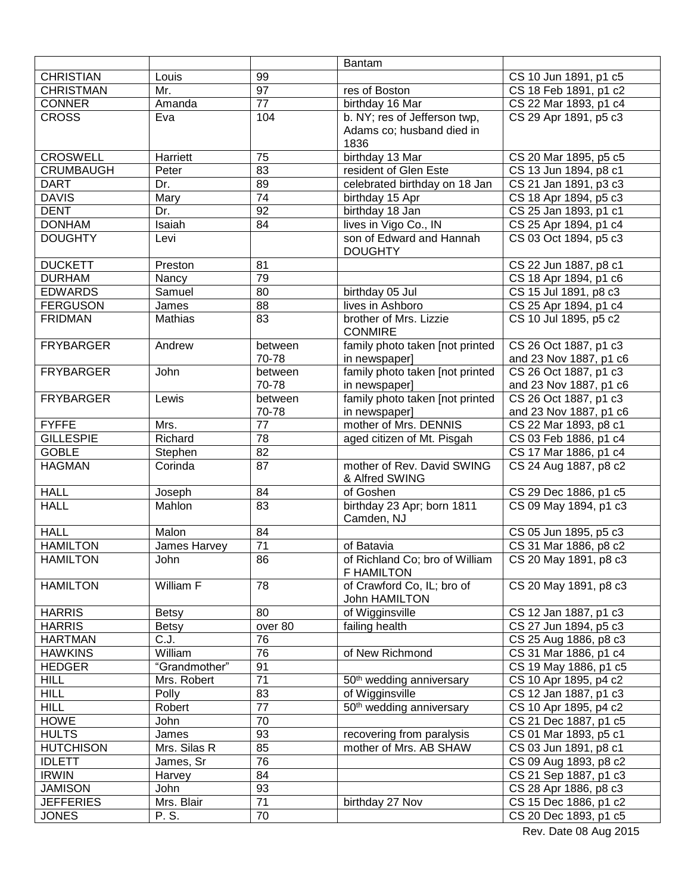| | | | Bantam | |
|---|---|---|---|---|
| CHRISTIAN | Louis | 99 | | CS 10 Jun 1891, p1 c5 |
| CHRISTMAN | Mr. | 97 | res of Boston | CS 18 Feb 1891, p1 c2 |
| CONNER | Amanda | 77 | birthday 16 Mar | CS 22 Mar 1893, p1 c4 |
| CROSS | Eva | 104 | b. NY; res of Jefferson twp, Adams co; husband died in 1836 | CS 29 Apr 1891, p5 c3 |
| CROSWELL | Harriett | 75 | birthday 13 Mar | CS 20 Mar 1895, p5 c5 |
| CRUMBAUGH | Peter | 83 | resident of Glen Este | CS 13 Jun 1894, p8 c1 |
| DART | Dr. | 89 | celebrated birthday on 18 Jan | CS 21 Jan 1891, p3 c3 |
| DAVIS | Mary | 74 | birthday 15 Apr | CS 18 Apr 1894, p5 c3 |
| DENT | Dr. | 92 | birthday 18 Jan | CS 25 Jan 1893, p1 c1 |
| DONHAM | Isaiah | 84 | lives in Vigo Co., IN | CS 25 Apr 1894, p1 c4 |
| DOUGHTY | Levi | | son of Edward and Hannah DOUGHTY | CS 03 Oct 1894, p5 c3 |
| DUCKETT | Preston | 81 | | CS 22 Jun 1887, p8 c1 |
| DURHAM | Nancy | 79 | | CS 18 Apr 1894, p1 c6 |
| EDWARDS | Samuel | 80 | birthday 05 Jul | CS 15 Jul 1891, p8 c3 |
| FERGUSON | James | 88 | lives in Ashboro | CS 25 Apr 1894, p1 c4 |
| FRIDMAN | Mathias | 83 | brother of Mrs. Lizzie CONMIRE | CS 10 Jul 1895, p5 c2 |
| FRYBARGER | Andrew | between 70-78 | family photo taken [not printed in newspaper] | CS 26 Oct 1887, p1 c3 and 23 Nov 1887, p1 c6 |
| FRYBARGER | John | between 70-78 | family photo taken [not printed in newspaper] | CS 26 Oct 1887, p1 c3 and 23 Nov 1887, p1 c6 |
| FRYBARGER | Lewis | between 70-78 | family photo taken [not printed in newspaper] | CS 26 Oct 1887, p1 c3 and 23 Nov 1887, p1 c6 |
| FYFFE | Mrs. | 77 | mother of Mrs. DENNIS | CS 22 Mar 1893, p8 c1 |
| GILLESPIE | Richard | 78 | aged citizen of Mt. Pisgah | CS 03 Feb 1886, p1 c4 |
| GOBLE | Stephen | 82 | | CS 17 Mar 1886, p1 c4 |
| HAGMAN | Corinda | 87 | mother of Rev. David SWING & Alfred SWING | CS 24 Aug 1887, p8 c2 |
| HALL | Joseph | 84 | of Goshen | CS 29 Dec 1886, p1 c5 |
| HALL | Mahlon | 83 | birthday 23 Apr; born 1811 Camden, NJ | CS 09 May 1894, p1 c3 |
| HALL | Malon | 84 | | CS 05 Jun 1895, p5 c3 |
| HAMILTON | James Harvey | 71 | of Batavia | CS 31 Mar 1886, p8 c2 |
| HAMILTON | John | 86 | of Richland Co; bro of William F HAMILTON | CS 20 May 1891, p8 c3 |
| HAMILTON | William F | 78 | of Crawford Co, IL; bro of John HAMILTON | CS 20 May 1891, p8 c3 |
| HARRIS | Betsy | 80 | of Wigginsville | CS 12 Jan 1887, p1 c3 |
| HARRIS | Betsy | over 80 | failing health | CS 27 Jun 1894, p5 c3 |
| HARTMAN | C.J. | 76 | | CS 25 Aug 1886, p8 c3 |
| HAWKINS | William | 76 | of New Richmond | CS 31 Mar 1886, p1 c4 |
| HEDGER | "Grandmother" | 91 | | CS 19 May 1886, p1 c5 |
| HILL | Mrs. Robert | 71 | 50th wedding anniversary | CS 10 Apr 1895, p4 c2 |
| HILL | Polly | 83 | of Wigginsville | CS 12 Jan 1887, p1 c3 |
| HILL | Robert | 77 | 50th wedding anniversary | CS 10 Apr 1895, p4 c2 |
| HOWE | John | 70 | | CS 21 Dec 1887, p1 c5 |
| HULTS | James | 93 | recovering from paralysis | CS 01 Mar 1893, p5 c1 |
| HUTCHISON | Mrs. Silas R | 85 | mother of Mrs. AB SHAW | CS 03 Jun 1891, p8 c1 |
| IDLETT | James, Sr | 76 | | CS 09 Aug 1893, p8 c2 |
| IRWIN | Harvey | 84 | | CS 21 Sep 1887, p1 c3 |
| JAMISON | John | 93 | | CS 28 Apr 1886, p8 c3 |
| JEFFERIES | Mrs. Blair | 71 | birthday 27 Nov | CS 15 Dec 1886, p1 c2 |
| JONES | P. S. | 70 | | CS 20 Dec 1893, p1 c5 |

Rev. Date 08 Aug 2015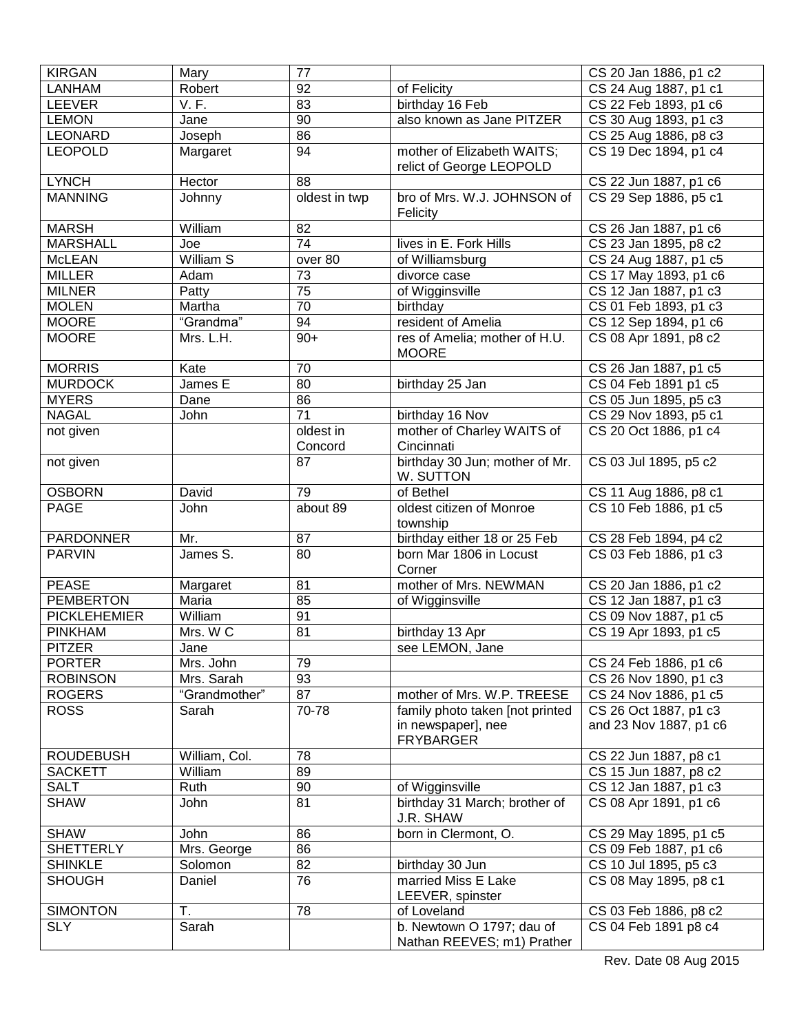| KIRGAN | Mary | 77 | | CS 20 Jan 1886, p1 c2 |
|---|---|---|---|---|
| LANHAM | Robert | 92 | of Felicity | CS 24 Aug 1887, p1 c1 |
| LEEVER | V. F. | 83 | birthday 16 Feb | CS 22 Feb 1893, p1 c6 |
| LEMON | Jane | 90 | also known as Jane PITZER | CS 30 Aug 1893, p1 c3 |
| LEONARD | Joseph | 86 | | CS 25 Aug 1886, p8 c3 |
| LEOPOLD | Margaret | 94 | mother of Elizabeth WAITS; relict of George LEOPOLD | CS 19 Dec 1894, p1 c4 |
| LYNCH | Hector | 88 | | CS 22 Jun 1887, p1 c6 |
| MANNING | Johnny | oldest in twp | bro of Mrs. W.J. JOHNSON of Felicity | CS 29 Sep 1886, p5 c1 |
| MARSH | William | 82 | | CS 26 Jan 1887, p1 c6 |
| MARSHALL | Joe | 74 | lives in E. Fork Hills | CS 23 Jan 1895, p8 c2 |
| McLEAN | William S | over 80 | of Williamsburg | CS 24 Aug 1887, p1 c5 |
| MILLER | Adam | 73 | divorce case | CS 17 May 1893, p1 c6 |
| MILNER | Patty | 75 | of Wigginsville | CS 12 Jan 1887, p1 c3 |
| MOLEN | Martha | 70 | birthday | CS 01 Feb 1893, p1 c3 |
| MOORE | “Grandma” | 94 | resident of Amelia | CS 12 Sep 1894, p1 c6 |
| MOORE | Mrs. L.H. | 90+ | res of Amelia; mother of H.U. MOORE | CS 08 Apr 1891, p8 c2 |
| MORRIS | Kate | 70 | | CS 26 Jan 1887, p1 c5 |
| MURDOCK | James E | 80 | birthday 25 Jan | CS 04 Feb 1891 p1 c5 |
| MYERS | Dane | 86 | | CS 05 Jun 1895, p5 c3 |
| NAGAL | John | 71 | birthday 16 Nov | CS 29 Nov 1893, p5 c1 |
| not given | | oldest in Concord | mother of Charley WAITS of Cincinnati | CS 20 Oct 1886, p1 c4 |
| not given | | 87 | birthday 30 Jun; mother of Mr. W. SUTTON | CS 03 Jul 1895, p5 c2 |
| OSBORN | David | 79 | of Bethel | CS 11 Aug 1886, p8 c1 |
| PAGE | John | about 89 | oldest citizen of Monroe township | CS 10 Feb 1886, p1 c5 |
| PARDONNER | Mr. | 87 | birthday either 18 or 25 Feb | CS 28 Feb 1894, p4 c2 |
| PARVIN | James S. | 80 | born Mar 1806 in Locust Corner | CS 03 Feb 1886, p1 c3 |
| PEASE | Margaret | 81 | mother of Mrs. NEWMAN | CS 20 Jan 1886, p1 c2 |
| PEMBERTON | Maria | 85 | of Wigginsville | CS 12 Jan 1887, p1 c3 |
| PICKLEHEMIER | William | 91 | | CS 09 Nov 1887, p1 c5 |
| PINKHAM | Mrs. W C | 81 | birthday 13 Apr | CS 19 Apr 1893, p1 c5 |
| PITZER | Jane | | see LEMON, Jane | |
| PORTER | Mrs. John | 79 | | CS 24 Feb 1886, p1 c6 |
| ROBINSON | Mrs. Sarah | 93 | | CS 26 Nov 1890, p1 c3 |
| ROGERS | “Grandmother” | 87 | mother of Mrs. W.P. TREESE | CS 24 Nov 1886, p1 c5 |
| ROSS | Sarah | 70-78 | family photo taken [not printed in newspaper], nee FRYBARGER | CS 26 Oct 1887, p1 c3 and 23 Nov 1887, p1 c6 |
| ROUDEBUSH | William, Col. | 78 | | CS 22 Jun 1887, p8 c1 |
| SACKETT | William | 89 | | CS 15 Jun 1887, p8 c2 |
| SALT | Ruth | 90 | of Wigginsville | CS 12 Jan 1887, p1 c3 |
| SHAW | John | 81 | birthday 31 March; brother of J.R. SHAW | CS 08 Apr 1891, p1 c6 |
| SHAW | John | 86 | born in Clermont, O. | CS 29 May 1895, p1 c5 |
| SHETTERLY | Mrs. George | 86 | | CS 09 Feb 1887, p1 c6 |
| SHINKLE | Solomon | 82 | birthday 30 Jun | CS 10 Jul 1895, p5 c3 |
| SHOUGH | Daniel | 76 | married Miss E Lake LEEVER, spinster | CS 08 May 1895, p8 c1 |
| SIMONTON | T. | 78 | of Loveland | CS 03 Feb 1886, p8 c2 |
| SLY | Sarah | | b. Newtown O 1797; dau of Nathan REEVES; m1) Prather | CS 04 Feb 1891 p8 c4 |

Rev. Date 08 Aug 2015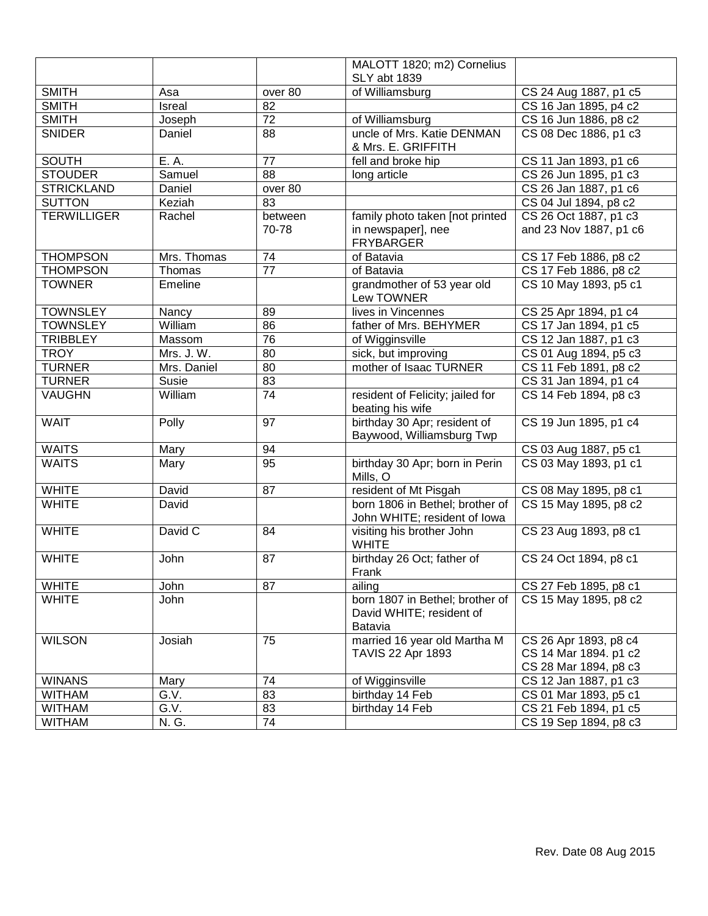| | | | | |
|---|---|---|---|---|
| | | | MALOTT 1820; m2) Cornelius SLY abt 1839 | |
| SMITH | Asa | over 80 | of Williamsburg | CS 24 Aug 1887, p1 c5 |
| SMITH | Isreal | 82 | | CS 16 Jan 1895, p4 c2 |
| SMITH | Joseph | 72 | of Williamsburg | CS 16 Jun 1886, p8 c2 |
| SNIDER | Daniel | 88 | uncle of Mrs. Katie DENMAN & Mrs. E. GRIFFITH | CS 08 Dec 1886, p1 c3 |
| SOUTH | E. A. | 77 | fell and broke hip | CS 11 Jan 1893, p1 c6 |
| STOUDER | Samuel | 88 | long article | CS 26 Jun 1895, p1 c3 |
| STRICKLAND | Daniel | over 80 | | CS 26 Jan 1887, p1 c6 |
| SUTTON | Keziah | 83 | | CS 04 Jul 1894, p8 c2 |
| TERWILLIGER | Rachel | between 70-78 | family photo taken [not printed in newspaper], nee FRYBARGER | CS 26 Oct 1887, p1 c3 and 23 Nov 1887, p1 c6 |
| THOMPSON | Mrs. Thomas | 74 | of Batavia | CS 17 Feb 1886, p8 c2 |
| THOMPSON | Thomas | 77 | of Batavia | CS 17 Feb 1886, p8 c2 |
| TOWNER | Emeline | | grandmother of 53 year old Lew TOWNER | CS 10 May 1893, p5 c1 |
| TOWNSLEY | Nancy | 89 | lives in Vincennes | CS 25 Apr 1894, p1 c4 |
| TOWNSLEY | William | 86 | father of Mrs. BEHYMER | CS 17 Jan 1894, p1 c5 |
| TRIBBLEY | Massom | 76 | of Wigginsville | CS 12 Jan 1887, p1 c3 |
| TROY | Mrs. J. W. | 80 | sick, but improving | CS 01 Aug 1894, p5 c3 |
| TURNER | Mrs. Daniel | 80 | mother of Isaac TURNER | CS 11 Feb 1891, p8 c2 |
| TURNER | Susie | 83 | | CS 31 Jan 1894, p1 c4 |
| VAUGHN | William | 74 | resident of Felicity; jailed for beating his wife | CS 14 Feb 1894, p8 c3 |
| WAIT | Polly | 97 | birthday 30 Apr; resident of Baywood, Williamsburg Twp | CS 19 Jun 1895, p1 c4 |
| WAITS | Mary | 94 | | CS 03 Aug 1887, p5 c1 |
| WAITS | Mary | 95 | birthday 30 Apr; born in Perin Mills, O | CS 03 May 1893, p1 c1 |
| WHITE | David | 87 | resident of Mt Pisgah | CS 08 May 1895, p8 c1 |
| WHITE | David | | born 1806 in Bethel; brother of John WHITE; resident of Iowa | CS 15 May 1895, p8 c2 |
| WHITE | David C | 84 | visiting his brother John WHITE | CS 23 Aug 1893, p8 c1 |
| WHITE | John | 87 | birthday 26 Oct; father of Frank | CS 24 Oct 1894, p8 c1 |
| WHITE | John | 87 | ailing | CS 27 Feb 1895, p8 c1 |
| WHITE | John | | born 1807 in Bethel; brother of David WHITE; resident of Batavia | CS 15 May 1895, p8 c2 |
| WILSON | Josiah | 75 | married 16 year old Martha M TAVIS 22 Apr 1893 | CS 26 Apr 1893, p8 c4 CS 14 Mar 1894. p1 c2 CS 28 Mar 1894, p8 c3 |
| WINANS | Mary | 74 | of Wigginsville | CS 12 Jan 1887, p1 c3 |
| WITHAM | G.V. | 83 | birthday 14 Feb | CS 01 Mar 1893, p5 c1 |
| WITHAM | G.V. | 83 | birthday 14 Feb | CS 21 Feb 1894, p1 c5 |
| WITHAM | N. G. | 74 | | CS 19 Sep 1894, p8 c3 |

Rev. Date 08 Aug 2015